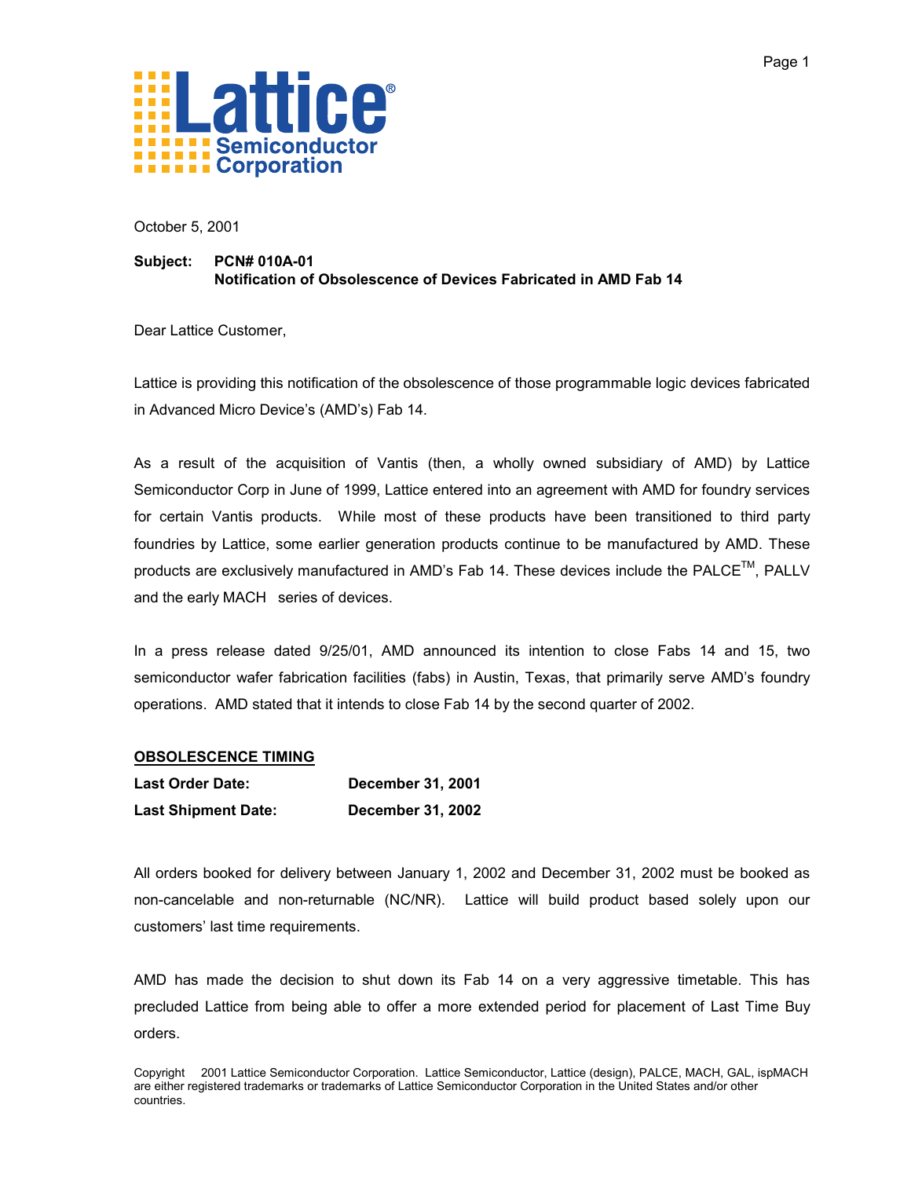October 5, 2001

**Subject: PCN# 010A-01**
**Notification of Obsolescence of Devices Fabricated in AMD Fab 14**

Dear Lattice Customer,

Lattice is providing this notification of the obsolescence of those programmable logic devices fabricated in Advanced Micro Device's (AMD's) Fab 14.

As a result of the acquisition of Vantis (then, a wholly owned subsidiary of AMD) by Lattice Semiconductor Corp in June of 1999, Lattice entered into an agreement with AMD for foundry services for certain Vantis products. While most of these products have been transitioned to third party foundries by Lattice, some earlier generation products continue to be manufactured by AMD. These products are exclusively manufactured in AMD's Fab 14. These devices include the PALCE™, PALLV and the early MACH series of devices.

In a press release dated 9/25/01, AMD announced its intention to close Fabs 14 and 15, two semiconductor wafer fabrication facilities (fabs) in Austin, Texas, that primarily serve AMD's foundry operations. AMD stated that it intends to close Fab 14 by the second quarter of 2002.

## OBSOLESCENCE TIMING

| | |
|---|---|
| **Last Order Date:** | **December 31, 2001** |
| **Last Shipment Date:** | **December 31, 2002** |

All orders booked for delivery between January 1, 2002 and December 31, 2002 must be booked as non-cancelable and non-returnable (NC/NR). Lattice will build product based solely upon our customers' last time requirements.

AMD has made the decision to shut down its Fab 14 on a very aggressive timetable. This has precluded Lattice from being able to offer a more extended period for placement of Last Time Buy orders.

Copyright 2001 Lattice Semiconductor Corporation. Lattice Semiconductor, Lattice (design), PALCE, MACH, GAL, ispMACH are either registered trademarks or trademarks of Lattice Semiconductor Corporation in the United States and/or other countries.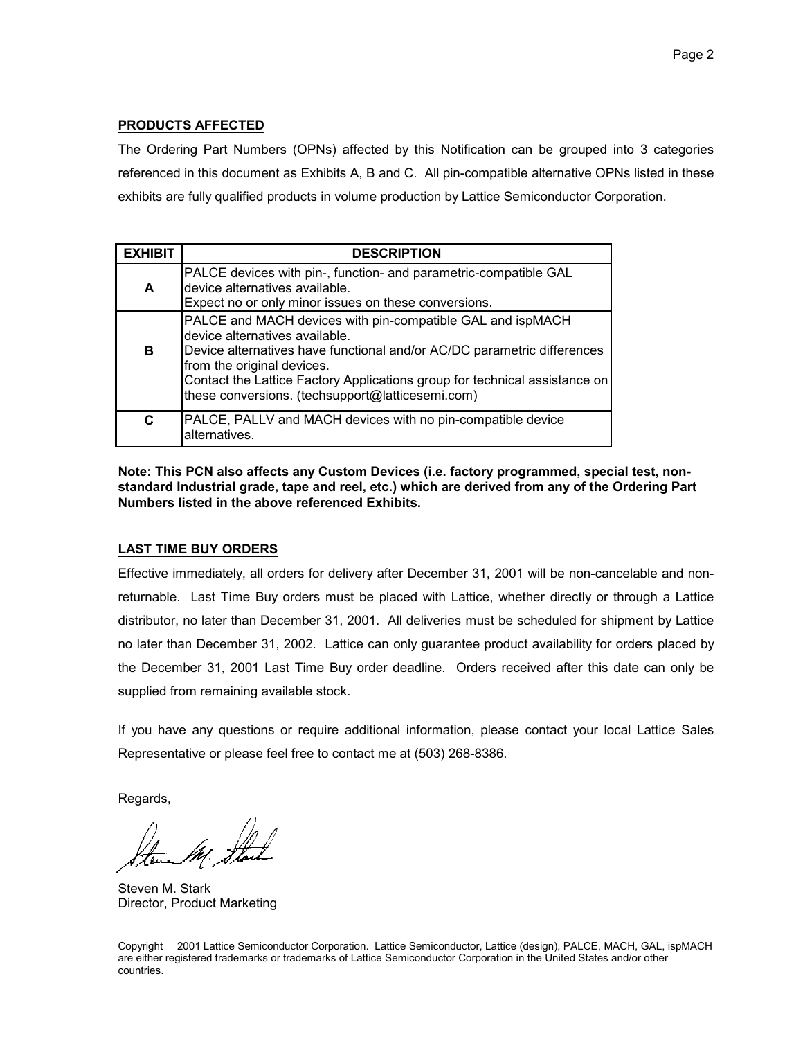**PRODUCTS AFFECTED**

The Ordering Part Numbers (OPNs) affected by this Notification can be grouped into 3 categories referenced in this document as Exhibits A, B and C. All pin-compatible alternative OPNs listed in these exhibits are fully qualified products in volume production by Lattice Semiconductor Corporation.

| EXHIBIT | DESCRIPTION |
|---|---|
| A | PALCE devices with pin-, function- and parametric-compatible GAL device alternatives available. Expect no or only minor issues on these conversions. |
| B | PALCE and MACH devices with pin-compatible GAL and ispMACH device alternatives available. Device alternatives have functional and/or AC/DC parametric differences from the original devices. Contact the Lattice Factory Applications group for technical assistance on these conversions. (techsupport@latticesemi.com) |
| C | PALCE, PALLV and MACH devices with no pin-compatible device alternatives. |

**Note: This PCN also affects any Custom Devices (i.e. factory programmed, special test, non-standard Industrial grade, tape and reel, etc.) which are derived from any of the Ordering Part Numbers listed in the above referenced Exhibits.**

**LAST TIME BUY ORDERS**

Effective immediately, all orders for delivery after December 31, 2001 will be non-cancelable and non-returnable. Last Time Buy orders must be placed with Lattice, whether directly or through a Lattice distributor, no later than December 31, 2001. All deliveries must be scheduled for shipment by Lattice no later than December 31, 2002. Lattice can only guarantee product availability for orders placed by the December 31, 2001 Last Time Buy order deadline. Orders received after this date can only be supplied from remaining available stock.

If you have any questions or require additional information, please contact your local Lattice Sales Representative or please feel free to contact me at (503) 268-8386.

Regards,

Steven M. Stark
Director, Product Marketing

Copyright 2001 Lattice Semiconductor Corporation. Lattice Semiconductor, Lattice (design), PALCE, MACH, GAL, ispMACH are either registered trademarks or trademarks of Lattice Semiconductor Corporation in the United States and/or other countries.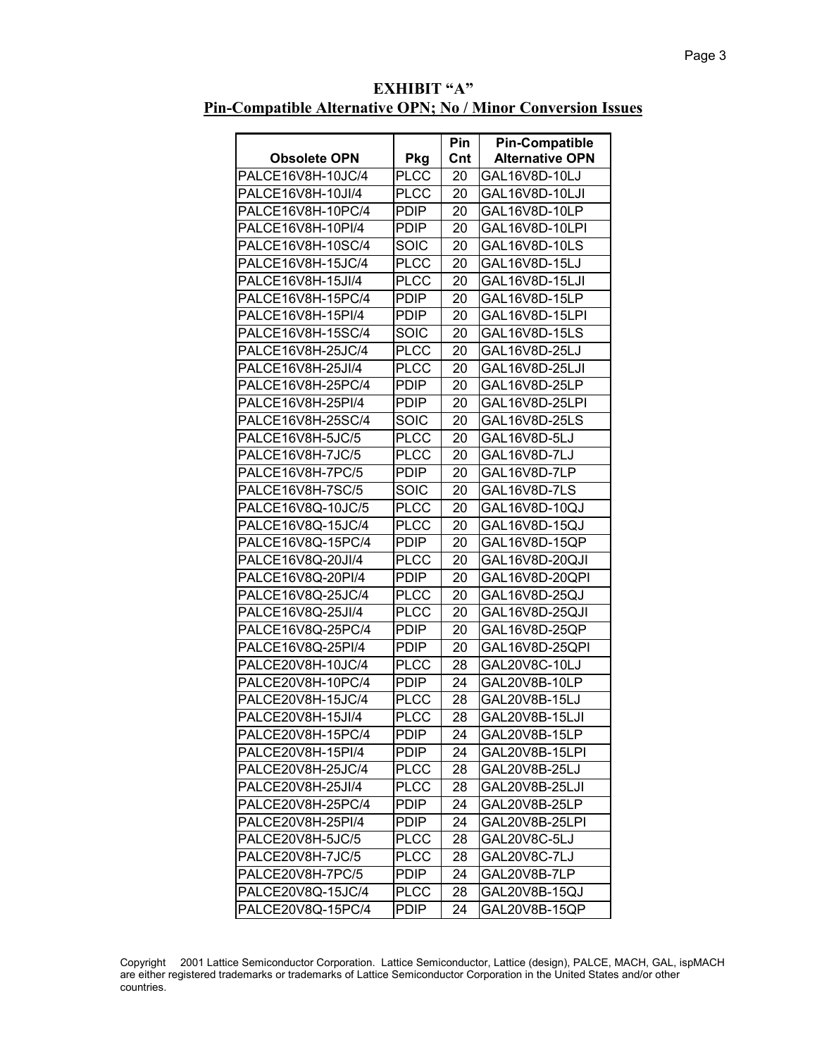# EXHIBIT "A"

## Pin-Compatible Alternative OPN; No / Minor Conversion Issues

| Obsolete OPN | Pkg | Pin Cnt | Pin-Compatible Alternative OPN |
|---|---|---|---|
| PALCE16V8H-10JC/4 | PLCC | 20 | GAL16V8D-10LJ |
| PALCE16V8H-10JI/4 | PLCC | 20 | GAL16V8D-10LJI |
| PALCE16V8H-10PC/4 | PDIP | 20 | GAL16V8D-10LP |
| PALCE16V8H-10PI/4 | PDIP | 20 | GAL16V8D-10LPI |
| PALCE16V8H-10SC/4 | SOIC | 20 | GAL16V8D-10LS |
| PALCE16V8H-15JC/4 | PLCC | 20 | GAL16V8D-15LJ |
| PALCE16V8H-15JI/4 | PLCC | 20 | GAL16V8D-15LJI |
| PALCE16V8H-15PC/4 | PDIP | 20 | GAL16V8D-15LP |
| PALCE16V8H-15PI/4 | PDIP | 20 | GAL16V8D-15LPI |
| PALCE16V8H-15SC/4 | SOIC | 20 | GAL16V8D-15LS |
| PALCE16V8H-25JC/4 | PLCC | 20 | GAL16V8D-25LJ |
| PALCE16V8H-25JI/4 | PLCC | 20 | GAL16V8D-25LJI |
| PALCE16V8H-25PC/4 | PDIP | 20 | GAL16V8D-25LP |
| PALCE16V8H-25PI/4 | PDIP | 20 | GAL16V8D-25LPI |
| PALCE16V8H-25SC/4 | SOIC | 20 | GAL16V8D-25LS |
| PALCE16V8H-5JC/5 | PLCC | 20 | GAL16V8D-5LJ |
| PALCE16V8H-7JC/5 | PLCC | 20 | GAL16V8D-7LJ |
| PALCE16V8H-7PC/5 | PDIP | 20 | GAL16V8D-7LP |
| PALCE16V8H-7SC/5 | SOIC | 20 | GAL16V8D-7LS |
| PALCE16V8Q-10JC/5 | PLCC | 20 | GAL16V8D-10QJ |
| PALCE16V8Q-15JC/4 | PLCC | 20 | GAL16V8D-15QJ |
| PALCE16V8Q-15PC/4 | PDIP | 20 | GAL16V8D-15QP |
| PALCE16V8Q-20JI/4 | PLCC | 20 | GAL16V8D-20QJI |
| PALCE16V8Q-20PI/4 | PDIP | 20 | GAL16V8D-20QPI |
| PALCE16V8Q-25JC/4 | PLCC | 20 | GAL16V8D-25QJ |
| PALCE16V8Q-25JI/4 | PLCC | 20 | GAL16V8D-25QJI |
| PALCE16V8Q-25PC/4 | PDIP | 20 | GAL16V8D-25QP |
| PALCE16V8Q-25PI/4 | PDIP | 20 | GAL16V8D-25QPI |
| PALCE20V8H-10JC/4 | PLCC | 28 | GAL20V8C-10LJ |
| PALCE20V8H-10PC/4 | PDIP | 24 | GAL20V8B-10LP |
| PALCE20V8H-15JC/4 | PLCC | 28 | GAL20V8B-15LJ |
| PALCE20V8H-15JI/4 | PLCC | 28 | GAL20V8B-15LJI |
| PALCE20V8H-15PC/4 | PDIP | 24 | GAL20V8B-15LP |
| PALCE20V8H-15PI/4 | PDIP | 24 | GAL20V8B-15LPI |
| PALCE20V8H-25JC/4 | PLCC | 28 | GAL20V8B-25LJ |
| PALCE20V8H-25JI/4 | PLCC | 28 | GAL20V8B-25LJI |
| PALCE20V8H-25PC/4 | PDIP | 24 | GAL20V8B-25LP |
| PALCE20V8H-25PI/4 | PDIP | 24 | GAL20V8B-25LPI |
| PALCE20V8H-5JC/5 | PLCC | 28 | GAL20V8C-5LJ |
| PALCE20V8H-7JC/5 | PLCC | 28 | GAL20V8C-7LJ |
| PALCE20V8H-7PC/5 | PDIP | 24 | GAL20V8B-7LP |
| PALCE20V8Q-15JC/4 | PLCC | 28 | GAL20V8B-15QJ |
| PALCE20V8Q-15PC/4 | PDIP | 24 | GAL20V8B-15QP |

Copyright 2001 Lattice Semiconductor Corporation. Lattice Semiconductor, Lattice (design), PALCE, MACH, GAL, ispMACH are either registered trademarks or trademarks of Lattice Semiconductor Corporation in the United States and/or other countries.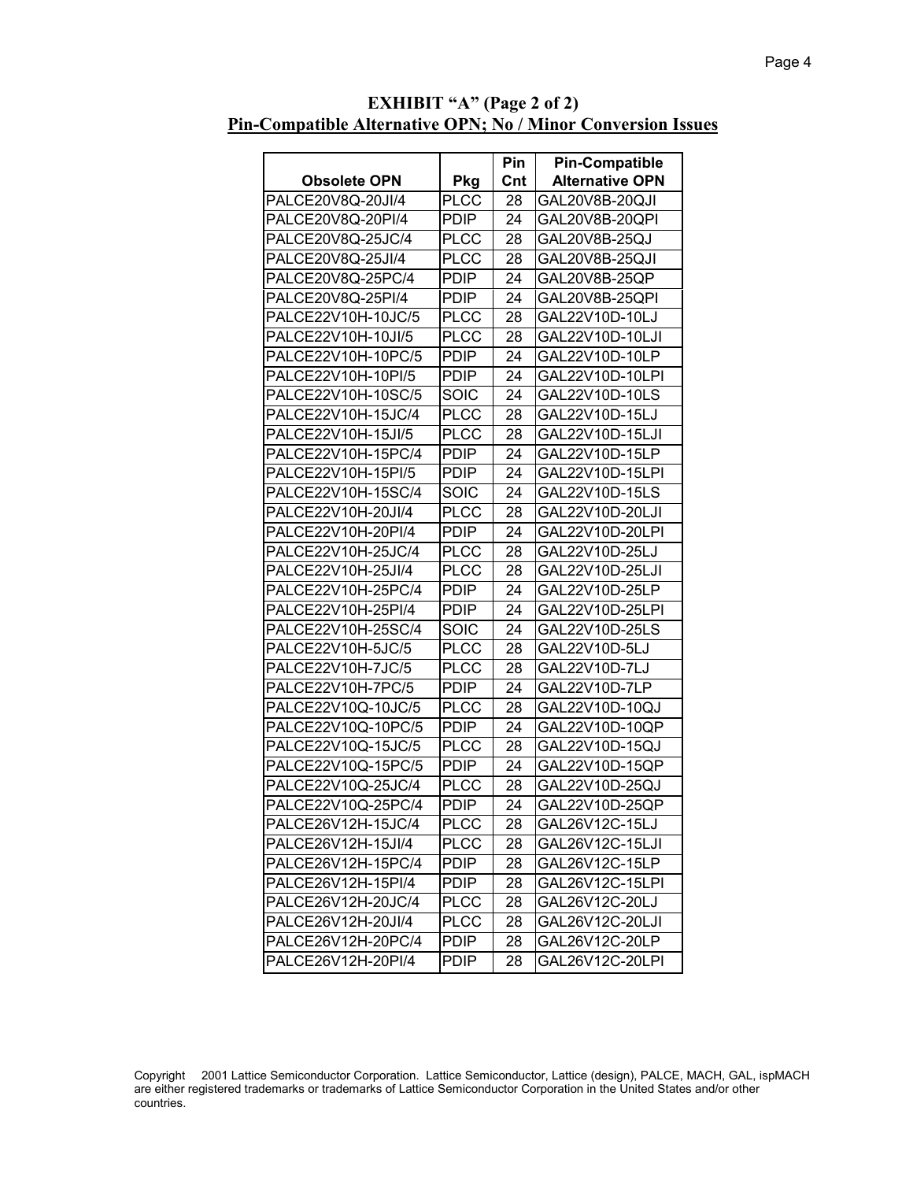## EXHIBIT "A" (Page 2 of 2)

## Pin-Compatible Alternative OPN; No / Minor Conversion Issues

| Obsolete OPN | Pkg | Pin Cnt | Pin-Compatible Alternative OPN |
|---|---|---|---|
| PALCE20V8Q-20JI/4 | PLCC | 28 | GAL20V8B-20QJI |
| PALCE20V8Q-20PI/4 | PDIP | 24 | GAL20V8B-20QPI |
| PALCE20V8Q-25JC/4 | PLCC | 28 | GAL20V8B-25QJ |
| PALCE20V8Q-25JI/4 | PLCC | 28 | GAL20V8B-25QJI |
| PALCE20V8Q-25PC/4 | PDIP | 24 | GAL20V8B-25QP |
| PALCE20V8Q-25PI/4 | PDIP | 24 | GAL20V8B-25QPI |
| PALCE22V10H-10JC/5 | PLCC | 28 | GAL22V10D-10LJ |
| PALCE22V10H-10JI/5 | PLCC | 28 | GAL22V10D-10LJI |
| PALCE22V10H-10PC/5 | PDIP | 24 | GAL22V10D-10LP |
| PALCE22V10H-10PI/5 | PDIP | 24 | GAL22V10D-10LPI |
| PALCE22V10H-10SC/5 | SOIC | 24 | GAL22V10D-10LS |
| PALCE22V10H-15JC/4 | PLCC | 28 | GAL22V10D-15LJ |
| PALCE22V10H-15JI/5 | PLCC | 28 | GAL22V10D-15LJI |
| PALCE22V10H-15PC/4 | PDIP | 24 | GAL22V10D-15LP |
| PALCE22V10H-15PI/5 | PDIP | 24 | GAL22V10D-15LPI |
| PALCE22V10H-15SC/4 | SOIC | 24 | GAL22V10D-15LS |
| PALCE22V10H-20JI/4 | PLCC | 28 | GAL22V10D-20LJI |
| PALCE22V10H-20PI/4 | PDIP | 24 | GAL22V10D-20LPI |
| PALCE22V10H-25JC/4 | PLCC | 28 | GAL22V10D-25LJ |
| PALCE22V10H-25JI/4 | PLCC | 28 | GAL22V10D-25LJI |
| PALCE22V10H-25PC/4 | PDIP | 24 | GAL22V10D-25LP |
| PALCE22V10H-25PI/4 | PDIP | 24 | GAL22V10D-25LPI |
| PALCE22V10H-25SC/4 | SOIC | 24 | GAL22V10D-25LS |
| PALCE22V10H-5JC/5 | PLCC | 28 | GAL22V10D-5LJ |
| PALCE22V10H-7JC/5 | PLCC | 28 | GAL22V10D-7LJ |
| PALCE22V10H-7PC/5 | PDIP | 24 | GAL22V10D-7LP |
| PALCE22V10Q-10JC/5 | PLCC | 28 | GAL22V10D-10QJ |
| PALCE22V10Q-10PC/5 | PDIP | 24 | GAL22V10D-10QP |
| PALCE22V10Q-15JC/5 | PLCC | 28 | GAL22V10D-15QJ |
| PALCE22V10Q-15PC/5 | PDIP | 24 | GAL22V10D-15QP |
| PALCE22V10Q-25JC/4 | PLCC | 28 | GAL22V10D-25QJ |
| PALCE22V10Q-25PC/4 | PDIP | 24 | GAL22V10D-25QP |
| PALCE26V12H-15JC/4 | PLCC | 28 | GAL26V12C-15LJ |
| PALCE26V12H-15JI/4 | PLCC | 28 | GAL26V12C-15LJI |
| PALCE26V12H-15PC/4 | PDIP | 28 | GAL26V12C-15LP |
| PALCE26V12H-15PI/4 | PDIP | 28 | GAL26V12C-15LPI |
| PALCE26V12H-20JC/4 | PLCC | 28 | GAL26V12C-20LJ |
| PALCE26V12H-20JI/4 | PLCC | 28 | GAL26V12C-20LJI |
| PALCE26V12H-20PC/4 | PDIP | 28 | GAL26V12C-20LP |
| PALCE26V12H-20PI/4 | PDIP | 28 | GAL26V12C-20LPI |

Copyright 2001 Lattice Semiconductor Corporation. Lattice Semiconductor, Lattice (design), PALCE, MACH, GAL, ispMACH are either registered trademarks or trademarks of Lattice Semiconductor Corporation in the United States and/or other countries.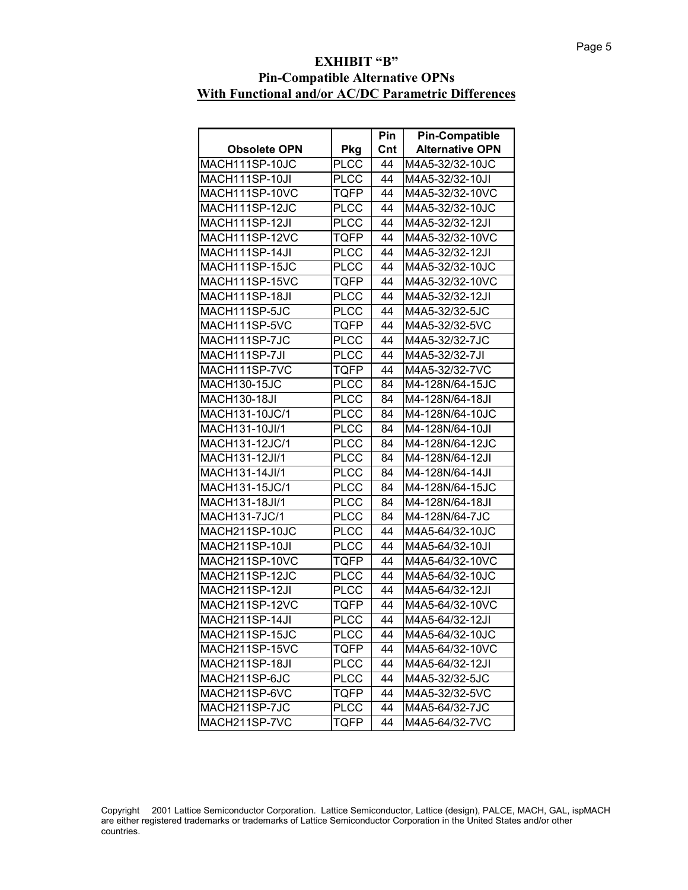# EXHIBIT "B"

## Pin-Compatible Alternative OPNs

## With Functional and/or AC/DC Parametric Differences

| Obsolete OPN | Pkg | Pin Cnt | Pin-Compatible Alternative OPN |
|---|---|---|---|
| MACH111SP-10JC | PLCC | 44 | M4A5-32/32-10JC |
| MACH111SP-10JI | PLCC | 44 | M4A5-32/32-10JI |
| MACH111SP-10VC | TQFP | 44 | M4A5-32/32-10VC |
| MACH111SP-12JC | PLCC | 44 | M4A5-32/32-10JC |
| MACH111SP-12JI | PLCC | 44 | M4A5-32/32-12JI |
| MACH111SP-12VC | TQFP | 44 | M4A5-32/32-10VC |
| MACH111SP-14JI | PLCC | 44 | M4A5-32/32-12JI |
| MACH111SP-15JC | PLCC | 44 | M4A5-32/32-10JC |
| MACH111SP-15VC | TQFP | 44 | M4A5-32/32-10VC |
| MACH111SP-18JI | PLCC | 44 | M4A5-32/32-12JI |
| MACH111SP-5JC | PLCC | 44 | M4A5-32/32-5JC |
| MACH111SP-5VC | TQFP | 44 | M4A5-32/32-5VC |
| MACH111SP-7JC | PLCC | 44 | M4A5-32/32-7JC |
| MACH111SP-7JI | PLCC | 44 | M4A5-32/32-7JI |
| MACH111SP-7VC | TQFP | 44 | M4A5-32/32-7VC |
| MACH130-15JC | PLCC | 84 | M4-128N/64-15JC |
| MACH130-18JI | PLCC | 84 | M4-128N/64-18JI |
| MACH131-10JC/1 | PLCC | 84 | M4-128N/64-10JC |
| MACH131-10JI/1 | PLCC | 84 | M4-128N/64-10JI |
| MACH131-12JC/1 | PLCC | 84 | M4-128N/64-12JC |
| MACH131-12JI/1 | PLCC | 84 | M4-128N/64-12JI |
| MACH131-14JI/1 | PLCC | 84 | M4-128N/64-14JI |
| MACH131-15JC/1 | PLCC | 84 | M4-128N/64-15JC |
| MACH131-18JI/1 | PLCC | 84 | M4-128N/64-18JI |
| MACH131-7JC/1 | PLCC | 84 | M4-128N/64-7JC |
| MACH211SP-10JC | PLCC | 44 | M4A5-64/32-10JC |
| MACH211SP-10JI | PLCC | 44 | M4A5-64/32-10JI |
| MACH211SP-10VC | TQFP | 44 | M4A5-64/32-10VC |
| MACH211SP-12JC | PLCC | 44 | M4A5-64/32-10JC |
| MACH211SP-12JI | PLCC | 44 | M4A5-64/32-12JI |
| MACH211SP-12VC | TQFP | 44 | M4A5-64/32-10VC |
| MACH211SP-14JI | PLCC | 44 | M4A5-64/32-12JI |
| MACH211SP-15JC | PLCC | 44 | M4A5-64/32-10JC |
| MACH211SP-15VC | TQFP | 44 | M4A5-64/32-10VC |
| MACH211SP-18JI | PLCC | 44 | M4A5-64/32-12JI |
| MACH211SP-6JC | PLCC | 44 | M4A5-32/32-5JC |
| MACH211SP-6VC | TQFP | 44 | M4A5-32/32-5VC |
| MACH211SP-7JC | PLCC | 44 | M4A5-64/32-7JC |
| MACH211SP-7VC | TQFP | 44 | M4A5-64/32-7VC |

Copyright 2001 Lattice Semiconductor Corporation. Lattice Semiconductor, Lattice (design), PALCE, MACH, GAL, ispMACH are either registered trademarks or trademarks of Lattice Semiconductor Corporation in the United States and/or other countries.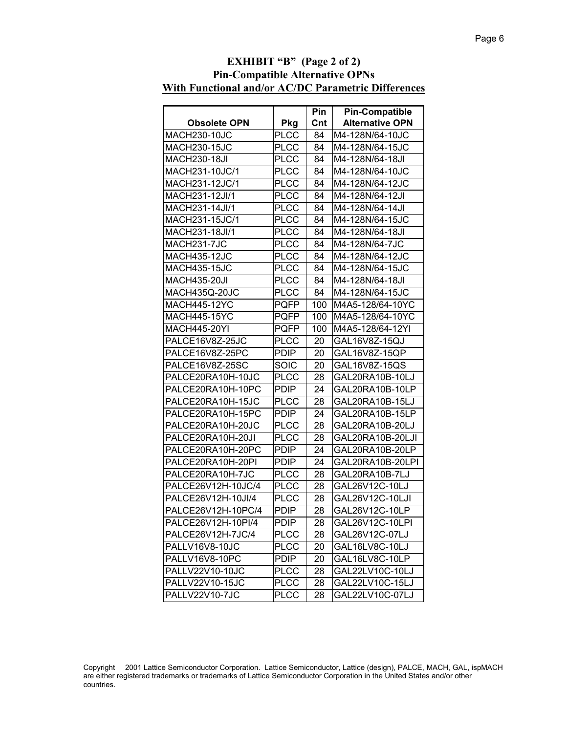## EXHIBIT "B" (Page 2 of 2)
## Pin-Compatible Alternative OPNs
## With Functional and/or AC/DC Parametric Differences

| Obsolete OPN | Pkg | Pin Cnt | Pin-Compatible Alternative OPN |
|---|---|---|---|
| MACH230-10JC | PLCC | 84 | M4-128N/64-10JC |
| MACH230-15JC | PLCC | 84 | M4-128N/64-15JC |
| MACH230-18JI | PLCC | 84 | M4-128N/64-18JI |
| MACH231-10JC/1 | PLCC | 84 | M4-128N/64-10JC |
| MACH231-12JC/1 | PLCC | 84 | M4-128N/64-12JC |
| MACH231-12JI/1 | PLCC | 84 | M4-128N/64-12JI |
| MACH231-14JI/1 | PLCC | 84 | M4-128N/64-14JI |
| MACH231-15JC/1 | PLCC | 84 | M4-128N/64-15JC |
| MACH231-18JI/1 | PLCC | 84 | M4-128N/64-18JI |
| MACH231-7JC | PLCC | 84 | M4-128N/64-7JC |
| MACH435-12JC | PLCC | 84 | M4-128N/64-12JC |
| MACH435-15JC | PLCC | 84 | M4-128N/64-15JC |
| MACH435-20JI | PLCC | 84 | M4-128N/64-18JI |
| MACH435Q-20JC | PLCC | 84 | M4-128N/64-15JC |
| MACH445-12YC | PQFP | 100 | M4A5-128/64-10YC |
| MACH445-15YC | PQFP | 100 | M4A5-128/64-10YC |
| MACH445-20YI | PQFP | 100 | M4A5-128/64-12YI |
| PALCE16V8Z-25JC | PLCC | 20 | GAL16V8Z-15QJ |
| PALCE16V8Z-25PC | PDIP | 20 | GAL16V8Z-15QP |
| PALCE16V8Z-25SC | SOIC | 20 | GAL16V8Z-15QS |
| PALCE20RA10H-10JC | PLCC | 28 | GAL20RA10B-10LJ |
| PALCE20RA10H-10PC | PDIP | 24 | GAL20RA10B-10LP |
| PALCE20RA10H-15JC | PLCC | 28 | GAL20RA10B-15LJ |
| PALCE20RA10H-15PC | PDIP | 24 | GAL20RA10B-15LP |
| PALCE20RA10H-20JC | PLCC | 28 | GAL20RA10B-20LJ |
| PALCE20RA10H-20JI | PLCC | 28 | GAL20RA10B-20LJI |
| PALCE20RA10H-20PC | PDIP | 24 | GAL20RA10B-20LP |
| PALCE20RA10H-20PI | PDIP | 24 | GAL20RA10B-20LPI |
| PALCE20RA10H-7JC | PLCC | 28 | GAL20RA10B-7LJ |
| PALCE26V12H-10JC/4 | PLCC | 28 | GAL26V12C-10LJ |
| PALCE26V12H-10JI/4 | PLCC | 28 | GAL26V12C-10LJI |
| PALCE26V12H-10PC/4 | PDIP | 28 | GAL26V12C-10LP |
| PALCE26V12H-10PI/4 | PDIP | 28 | GAL26V12C-10LPI |
| PALCE26V12H-7JC/4 | PLCC | 28 | GAL26V12C-07LJ |
| PALLV16V8-10JC | PLCC | 20 | GAL16LV8C-10LJ |
| PALLV16V8-10PC | PDIP | 20 | GAL16LV8C-10LP |
| PALLV22V10-10JC | PLCC | 28 | GAL22LV10C-10LJ |
| PALLV22V10-15JC | PLCC | 28 | GAL22LV10C-15LJ |
| PALLV22V10-7JC | PLCC | 28 | GAL22LV10C-07LJ |

Copyright 2001 Lattice Semiconductor Corporation. Lattice Semiconductor, Lattice (design), PALCE, MACH, GAL, ispMACH are either registered trademarks or trademarks of Lattice Semiconductor Corporation in the United States and/or other countries.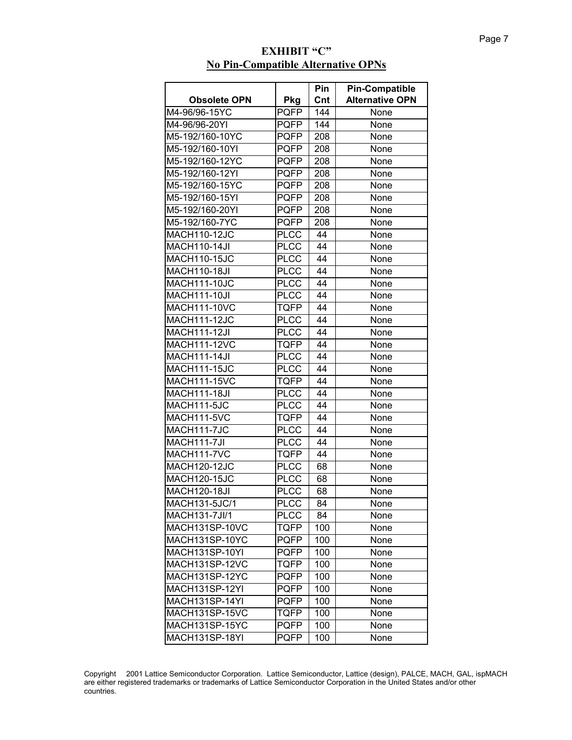# EXHIBIT "C"

## No Pin-Compatible Alternative OPNs

| Obsolete OPN | Pkg | Pin Cnt | Pin-Compatible Alternative OPN |
|---|---|---|---|
| M4-96/96-15YC | PQFP | 144 | None |
| M4-96/96-20YI | PQFP | 144 | None |
| M5-192/160-10YC | PQFP | 208 | None |
| M5-192/160-10YI | PQFP | 208 | None |
| M5-192/160-12YC | PQFP | 208 | None |
| M5-192/160-12YI | PQFP | 208 | None |
| M5-192/160-15YC | PQFP | 208 | None |
| M5-192/160-15YI | PQFP | 208 | None |
| M5-192/160-20YI | PQFP | 208 | None |
| M5-192/160-7YC | PQFP | 208 | None |
| MACH110-12JC | PLCC | 44 | None |
| MACH110-14JI | PLCC | 44 | None |
| MACH110-15JC | PLCC | 44 | None |
| MACH110-18JI | PLCC | 44 | None |
| MACH111-10JC | PLCC | 44 | None |
| MACH111-10JI | PLCC | 44 | None |
| MACH111-10VC | TQFP | 44 | None |
| MACH111-12JC | PLCC | 44 | None |
| MACH111-12JI | PLCC | 44 | None |
| MACH111-12VC | TQFP | 44 | None |
| MACH111-14JI | PLCC | 44 | None |
| MACH111-15JC | PLCC | 44 | None |
| MACH111-15VC | TQFP | 44 | None |
| MACH111-18JI | PLCC | 44 | None |
| MACH111-5JC | PLCC | 44 | None |
| MACH111-5VC | TQFP | 44 | None |
| MACH111-7JC | PLCC | 44 | None |
| MACH111-7JI | PLCC | 44 | None |
| MACH111-7VC | TQFP | 44 | None |
| MACH120-12JC | PLCC | 68 | None |
| MACH120-15JC | PLCC | 68 | None |
| MACH120-18JI | PLCC | 68 | None |
| MACH131-5JC/1 | PLCC | 84 | None |
| MACH131-7JI/1 | PLCC | 84 | None |
| MACH131SP-10VC | TQFP | 100 | None |
| MACH131SP-10YC | PQFP | 100 | None |
| MACH131SP-10YI | PQFP | 100 | None |
| MACH131SP-12VC | TQFP | 100 | None |
| MACH131SP-12YC | PQFP | 100 | None |
| MACH131SP-12YI | PQFP | 100 | None |
| MACH131SP-14YI | PQFP | 100 | None |
| MACH131SP-15VC | TQFP | 100 | None |
| MACH131SP-15YC | PQFP | 100 | None |
| MACH131SP-18YI | PQFP | 100 | None |

Copyright 2001 Lattice Semiconductor Corporation. Lattice Semiconductor, Lattice (design), PALCE, MACH, GAL, ispMACH are either registered trademarks or trademarks of Lattice Semiconductor Corporation in the United States and/or other countries.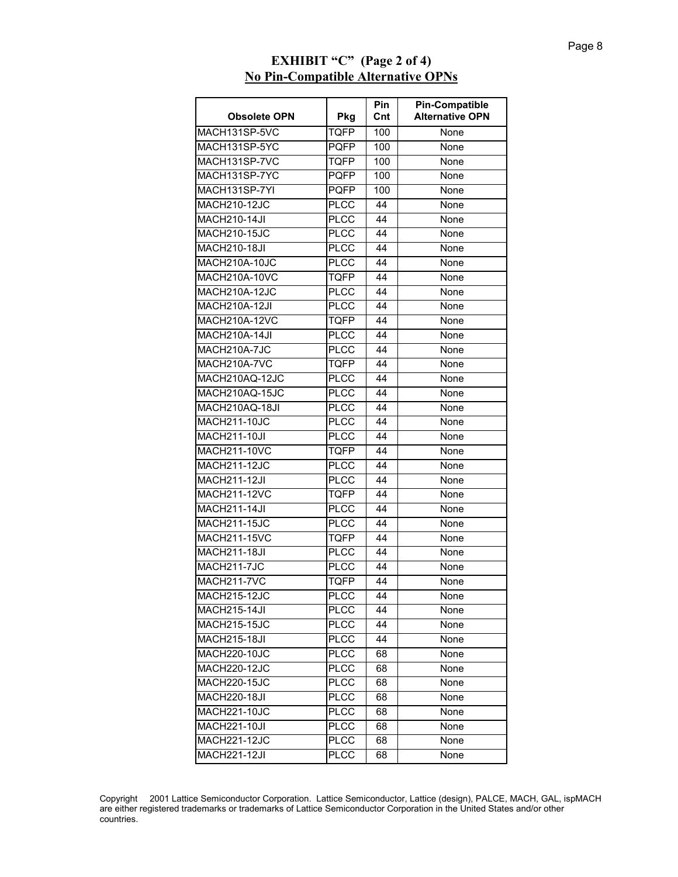## EXHIBIT "C" (Page 2 of 4)

## No Pin-Compatible Alternative OPNs

| Obsolete OPN | Pkg | Pin Cnt | Pin-Compatible Alternative OPN |
|---|---|---|---|
| MACH131SP-5VC | TQFP | 100 | None |
| MACH131SP-5YC | PQFP | 100 | None |
| MACH131SP-7VC | TQFP | 100 | None |
| MACH131SP-7YC | PQFP | 100 | None |
| MACH131SP-7YI | PQFP | 100 | None |
| MACH210-12JC | PLCC | 44 | None |
| MACH210-14JI | PLCC | 44 | None |
| MACH210-15JC | PLCC | 44 | None |
| MACH210-18JI | PLCC | 44 | None |
| MACH210A-10JC | PLCC | 44 | None |
| MACH210A-10VC | TQFP | 44 | None |
| MACH210A-12JC | PLCC | 44 | None |
| MACH210A-12JI | PLCC | 44 | None |
| MACH210A-12VC | TQFP | 44 | None |
| MACH210A-14JI | PLCC | 44 | None |
| MACH210A-7JC | PLCC | 44 | None |
| MACH210A-7VC | TQFP | 44 | None |
| MACH210AQ-12JC | PLCC | 44 | None |
| MACH210AQ-15JC | PLCC | 44 | None |
| MACH210AQ-18JI | PLCC | 44 | None |
| MACH211-10JC | PLCC | 44 | None |
| MACH211-10JI | PLCC | 44 | None |
| MACH211-10VC | TQFP | 44 | None |
| MACH211-12JC | PLCC | 44 | None |
| MACH211-12JI | PLCC | 44 | None |
| MACH211-12VC | TQFP | 44 | None |
| MACH211-14JI | PLCC | 44 | None |
| MACH211-15JC | PLCC | 44 | None |
| MACH211-15VC | TQFP | 44 | None |
| MACH211-18JI | PLCC | 44 | None |
| MACH211-7JC | PLCC | 44 | None |
| MACH211-7VC | TQFP | 44 | None |
| MACH215-12JC | PLCC | 44 | None |
| MACH215-14JI | PLCC | 44 | None |
| MACH215-15JC | PLCC | 44 | None |
| MACH215-18JI | PLCC | 44 | None |
| MACH220-10JC | PLCC | 68 | None |
| MACH220-12JC | PLCC | 68 | None |
| MACH220-15JC | PLCC | 68 | None |
| MACH220-18JI | PLCC | 68 | None |
| MACH221-10JC | PLCC | 68 | None |
| MACH221-10JI | PLCC | 68 | None |
| MACH221-12JC | PLCC | 68 | None |
| MACH221-12JI | PLCC | 68 | None |

Copyright 2001 Lattice Semiconductor Corporation. Lattice Semiconductor, Lattice (design), PALCE, MACH, GAL, ispMACH are either registered trademarks or trademarks of Lattice Semiconductor Corporation in the United States and/or other countries.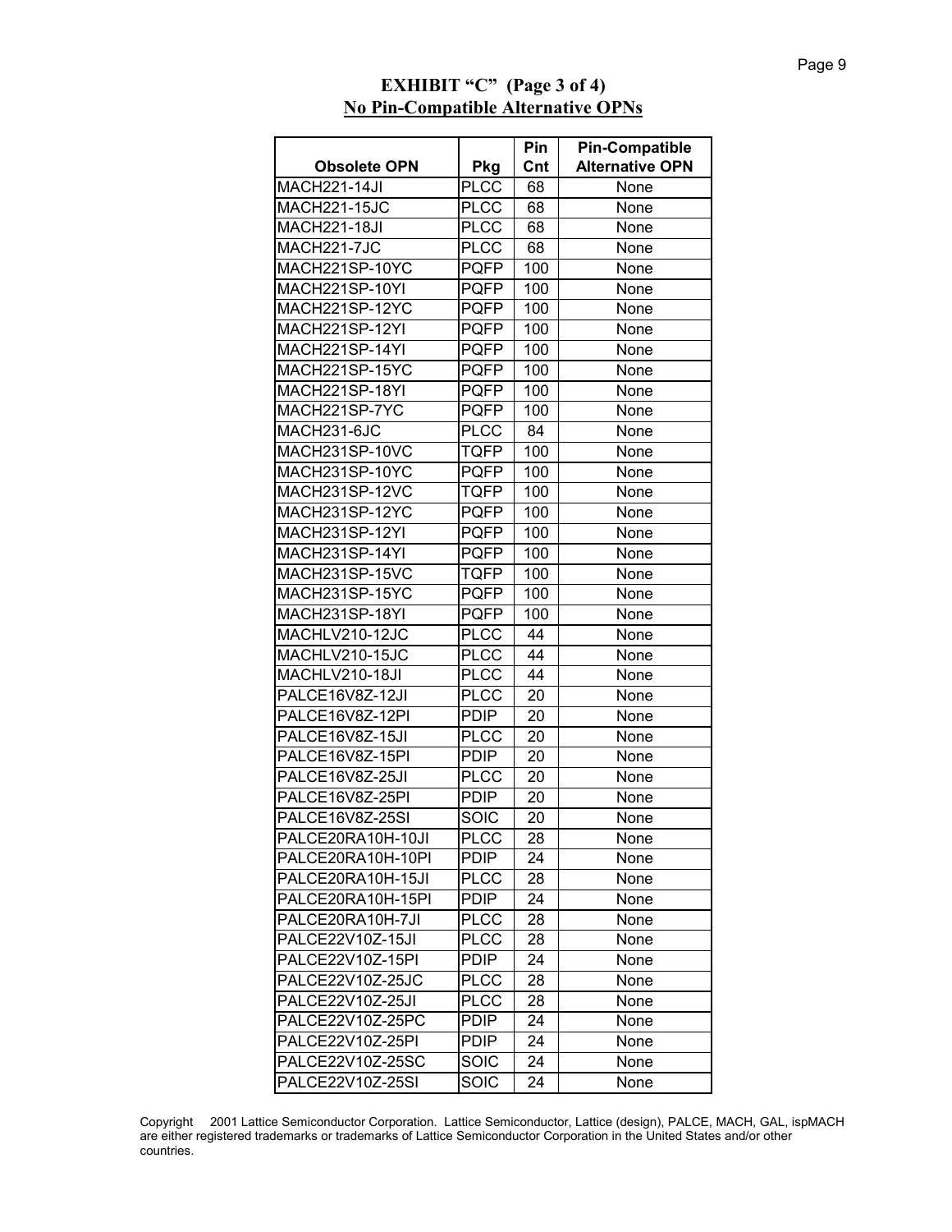# EXHIBIT "C" (Page 3 of 4)

## No Pin-Compatible Alternative OPNs

| Obsolete OPN | Pkg | Pin Cnt | Pin-Compatible Alternative OPN |
|---|---|---|---|
| MACH221-14JI | PLCC | 68 | None |
| MACH221-15JC | PLCC | 68 | None |
| MACH221-18JI | PLCC | 68 | None |
| MACH221-7JC | PLCC | 68 | None |
| MACH221SP-10YC | PQFP | 100 | None |
| MACH221SP-10YI | PQFP | 100 | None |
| MACH221SP-12YC | PQFP | 100 | None |
| MACH221SP-12YI | PQFP | 100 | None |
| MACH221SP-14YI | PQFP | 100 | None |
| MACH221SP-15YC | PQFP | 100 | None |
| MACH221SP-18YI | PQFP | 100 | None |
| MACH221SP-7YC | PQFP | 100 | None |
| MACH231-6JC | PLCC | 84 | None |
| MACH231SP-10VC | TQFP | 100 | None |
| MACH231SP-10YC | PQFP | 100 | None |
| MACH231SP-12VC | TQFP | 100 | None |
| MACH231SP-12YC | PQFP | 100 | None |
| MACH231SP-12YI | PQFP | 100 | None |
| MACH231SP-14YI | PQFP | 100 | None |
| MACH231SP-15VC | TQFP | 100 | None |
| MACH231SP-15YC | PQFP | 100 | None |
| MACH231SP-18YI | PQFP | 100 | None |
| MACHLV210-12JC | PLCC | 44 | None |
| MACHLV210-15JC | PLCC | 44 | None |
| MACHLV210-18JI | PLCC | 44 | None |
| PALCE16V8Z-12JI | PLCC | 20 | None |
| PALCE16V8Z-12PI | PDIP | 20 | None |
| PALCE16V8Z-15JI | PLCC | 20 | None |
| PALCE16V8Z-15PI | PDIP | 20 | None |
| PALCE16V8Z-25JI | PLCC | 20 | None |
| PALCE16V8Z-25PI | PDIP | 20 | None |
| PALCE16V8Z-25SI | SOIC | 20 | None |
| PALCE20RA10H-10JI | PLCC | 28 | None |
| PALCE20RA10H-10PI | PDIP | 24 | None |
| PALCE20RA10H-15JI | PLCC | 28 | None |
| PALCE20RA10H-15PI | PDIP | 24 | None |
| PALCE20RA10H-7JI | PLCC | 28 | None |
| PALCE22V10Z-15JI | PLCC | 28 | None |
| PALCE22V10Z-15PI | PDIP | 24 | None |
| PALCE22V10Z-25JC | PLCC | 28 | None |
| PALCE22V10Z-25JI | PLCC | 28 | None |
| PALCE22V10Z-25PC | PDIP | 24 | None |
| PALCE22V10Z-25PI | PDIP | 24 | None |
| PALCE22V10Z-25SC | SOIC | 24 | None |
| PALCE22V10Z-25SI | SOIC | 24 | None |

Copyright 2001 Lattice Semiconductor Corporation. Lattice Semiconductor, Lattice (design), PALCE, MACH, GAL, ispMACH are either registered trademarks or trademarks of Lattice Semiconductor Corporation in the United States and/or other countries.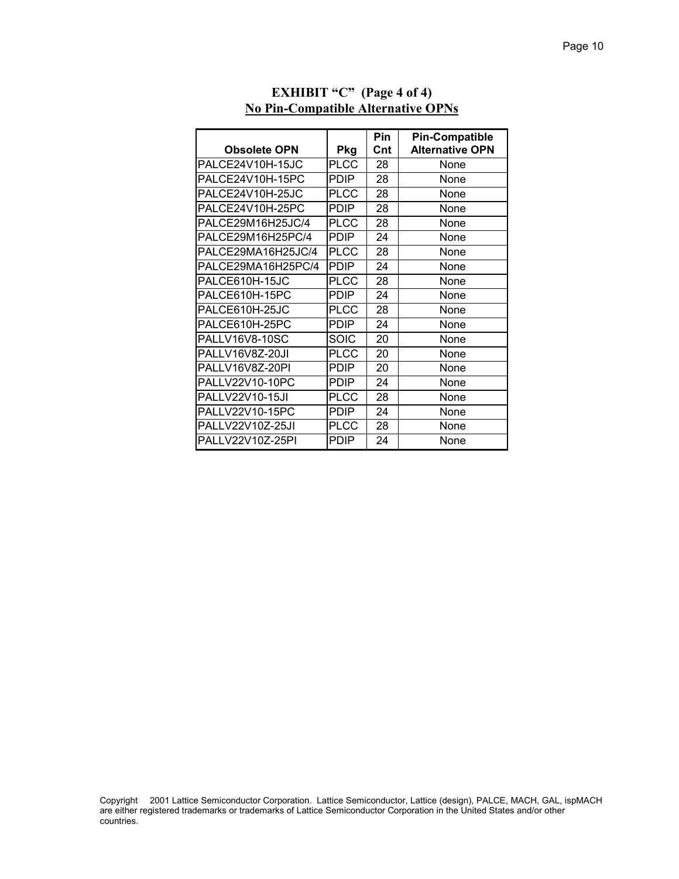## EXHIBIT "C" (Page 4 of 4)
## No Pin-Compatible Alternative OPNs

| Obsolete OPN | Pkg | Pin Cnt | Pin-Compatible Alternative OPN |
|---|---|---|---|
| PALCE24V10H-15JC | PLCC | 28 | None |
| PALCE24V10H-15PC | PDIP | 28 | None |
| PALCE24V10H-25JC | PLCC | 28 | None |
| PALCE24V10H-25PC | PDIP | 28 | None |
| PALCE29M16H25JC/4 | PLCC | 28 | None |
| PALCE29M16H25PC/4 | PDIP | 24 | None |
| PALCE29MA16H25JC/4 | PLCC | 28 | None |
| PALCE29MA16H25PC/4 | PDIP | 24 | None |
| PALCE610H-15JC | PLCC | 28 | None |
| PALCE610H-15PC | PDIP | 24 | None |
| PALCE610H-25JC | PLCC | 28 | None |
| PALCE610H-25PC | PDIP | 24 | None |
| PALLV16V8-10SC | SOIC | 20 | None |
| PALLV16V8Z-20JI | PLCC | 20 | None |
| PALLV16V8Z-20PI | PDIP | 20 | None |
| PALLV22V10-10PC | PDIP | 24 | None |
| PALLV22V10-15JI | PLCC | 28 | None |
| PALLV22V10-15PC | PDIP | 24 | None |
| PALLV22V10Z-25JI | PLCC | 28 | None |
| PALLV22V10Z-25PI | PDIP | 24 | None |

Copyright 2001 Lattice Semiconductor Corporation. Lattice Semiconductor, Lattice (design), PALCE, MACH, GAL, ispMACH are either registered trademarks or trademarks of Lattice Semiconductor Corporation in the United States and/or other countries.